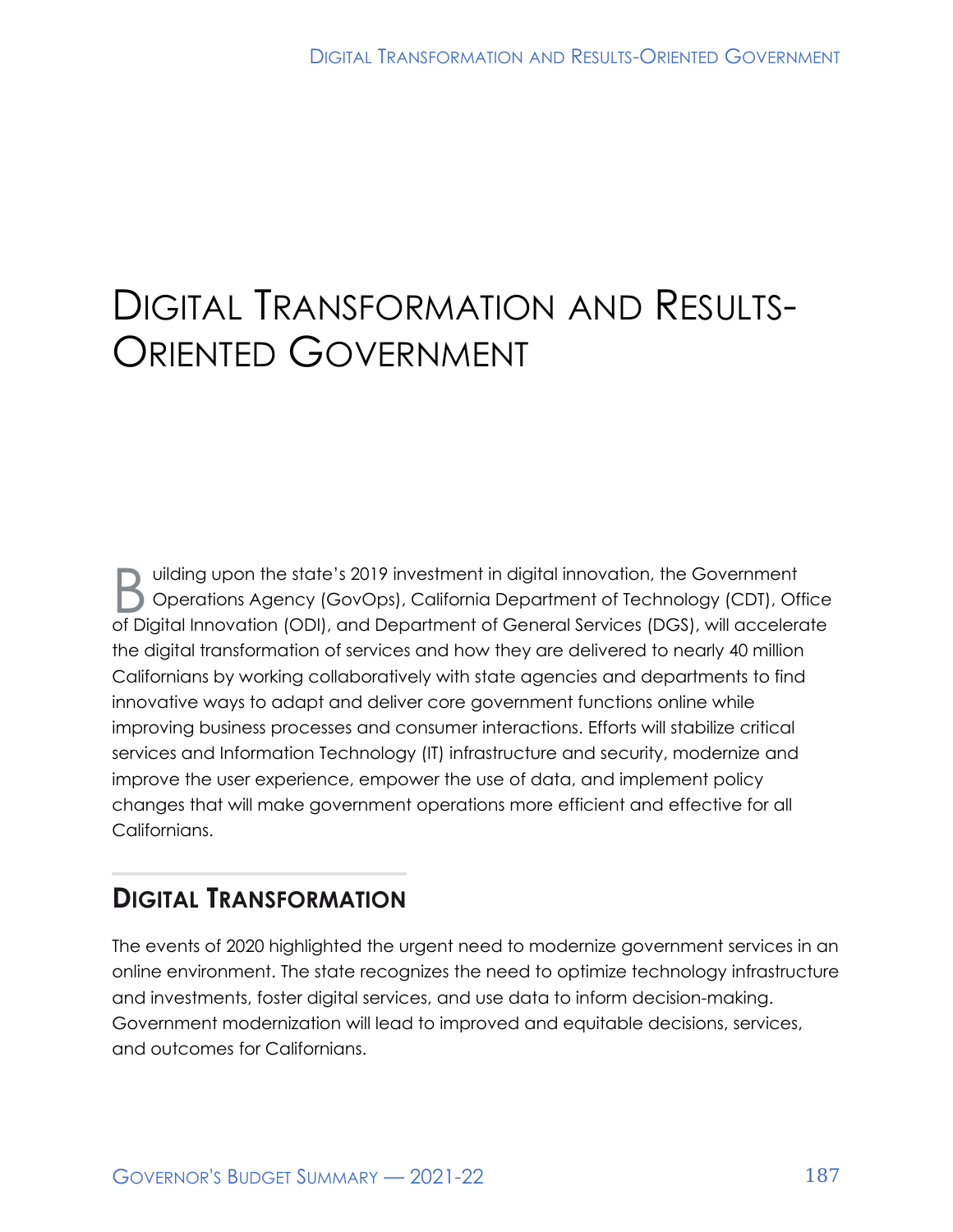# Digital Transformation and Results-Oriented Government

Building upon the state's 2019 investment in digital innovation, the Government Operations Agency (GovOps), California Department of Technology (CDT), Office of Digital Innovation (ODI), and Department of General Services (DGS), will accelerate the digital transformation of services and how they are delivered to nearly 40 million Californians by working collaboratively with state agencies and departments to find innovative ways to adapt and deliver core government functions online while improving business processes and consumer interactions. Efforts will stabilize critical services and Information Technology (IT) infrastructure and security, modernize and improve the user experience, empower the use of data, and implement policy changes that will make government operations more efficient and effective for all Californians.

## Digital Transformation

The events of 2020 highlighted the urgent need to modernize government services in an online environment. The state recognizes the need to optimize technology infrastructure and investments, foster digital services, and use data to inform decision-making. Government modernization will lead to improved and equitable decisions, services, and outcomes for Californians.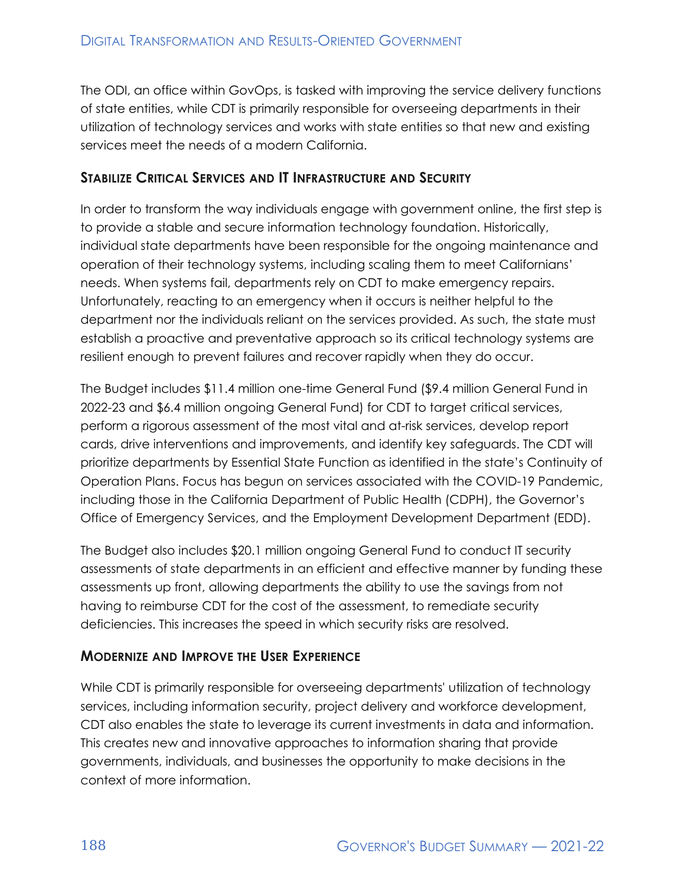The ODI, an office within GovOps, is tasked with improving the service delivery functions of state entities, while CDT is primarily responsible for overseeing departments in their utilization of technology services and works with state entities so that new and existing services meet the needs of a modern California.

### Stabilize Critical Services and IT Infrastructure and Security

In order to transform the way individuals engage with government online, the first step is to provide a stable and secure information technology foundation. Historically, individual state departments have been responsible for the ongoing maintenance and operation of their technology systems, including scaling them to meet Californians' needs. When systems fail, departments rely on CDT to make emergency repairs. Unfortunately, reacting to an emergency when it occurs is neither helpful to the department nor the individuals reliant on the services provided. As such, the state must establish a proactive and preventative approach so its critical technology systems are resilient enough to prevent failures and recover rapidly when they do occur.

The Budget includes $11.4 million one-time General Fund ($9.4 million General Fund in 2022-23 and $6.4 million ongoing General Fund) for CDT to target critical services, perform a rigorous assessment of the most vital and at-risk services, develop report cards, drive interventions and improvements, and identify key safeguards. The CDT will prioritize departments by Essential State Function as identified in the state's Continuity of Operation Plans. Focus has begun on services associated with the COVID-19 Pandemic, including those in the California Department of Public Health (CDPH), the Governor's Office of Emergency Services, and the Employment Development Department (EDD).

The Budget also includes $20.1 million ongoing General Fund to conduct IT security assessments of state departments in an efficient and effective manner by funding these assessments up front, allowing departments the ability to use the savings from not having to reimburse CDT for the cost of the assessment, to remediate security deficiencies. This increases the speed in which security risks are resolved.

### Modernize and Improve the User Experience

While CDT is primarily responsible for overseeing departments' utilization of technology services, including information security, project delivery and workforce development, CDT also enables the state to leverage its current investments in data and information. This creates new and innovative approaches to information sharing that provide governments, individuals, and businesses the opportunity to make decisions in the context of more information.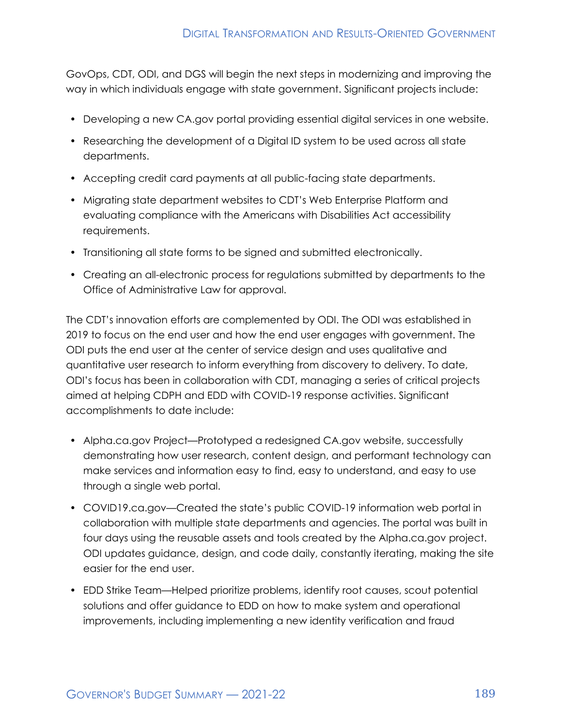GovOps, CDT, ODI, and DGS will begin the next steps in modernizing and improving the way in which individuals engage with state government. Significant projects include:

- Developing a new CA.gov portal providing essential digital services in one website.
- Researching the development of a Digital ID system to be used across all state departments.
- Accepting credit card payments at all public-facing state departments.
- Migrating state department websites to CDT's Web Enterprise Platform and evaluating compliance with the Americans with Disabilities Act accessibility requirements.
- Transitioning all state forms to be signed and submitted electronically.
- Creating an all-electronic process for regulations submitted by departments to the Office of Administrative Law for approval.

The CDT's innovation efforts are complemented by ODI. The ODI was established in 2019 to focus on the end user and how the end user engages with government. The ODI puts the end user at the center of service design and uses qualitative and quantitative user research to inform everything from discovery to delivery. To date, ODI's focus has been in collaboration with CDT, managing a series of critical projects aimed at helping CDPH and EDD with COVID-19 response activities. Significant accomplishments to date include:

- Alpha.ca.gov Project—Prototyped a redesigned CA.gov website, successfully demonstrating how user research, content design, and performant technology can make services and information easy to find, easy to understand, and easy to use through a single web portal.
- COVID19.ca.gov—Created the state's public COVID-19 information web portal in collaboration with multiple state departments and agencies. The portal was built in four days using the reusable assets and tools created by the Alpha.ca.gov project. ODI updates guidance, design, and code daily, constantly iterating, making the site easier for the end user.
- EDD Strike Team—Helped prioritize problems, identify root causes, scout potential solutions and offer guidance to EDD on how to make system and operational improvements, including implementing a new identity verification and fraud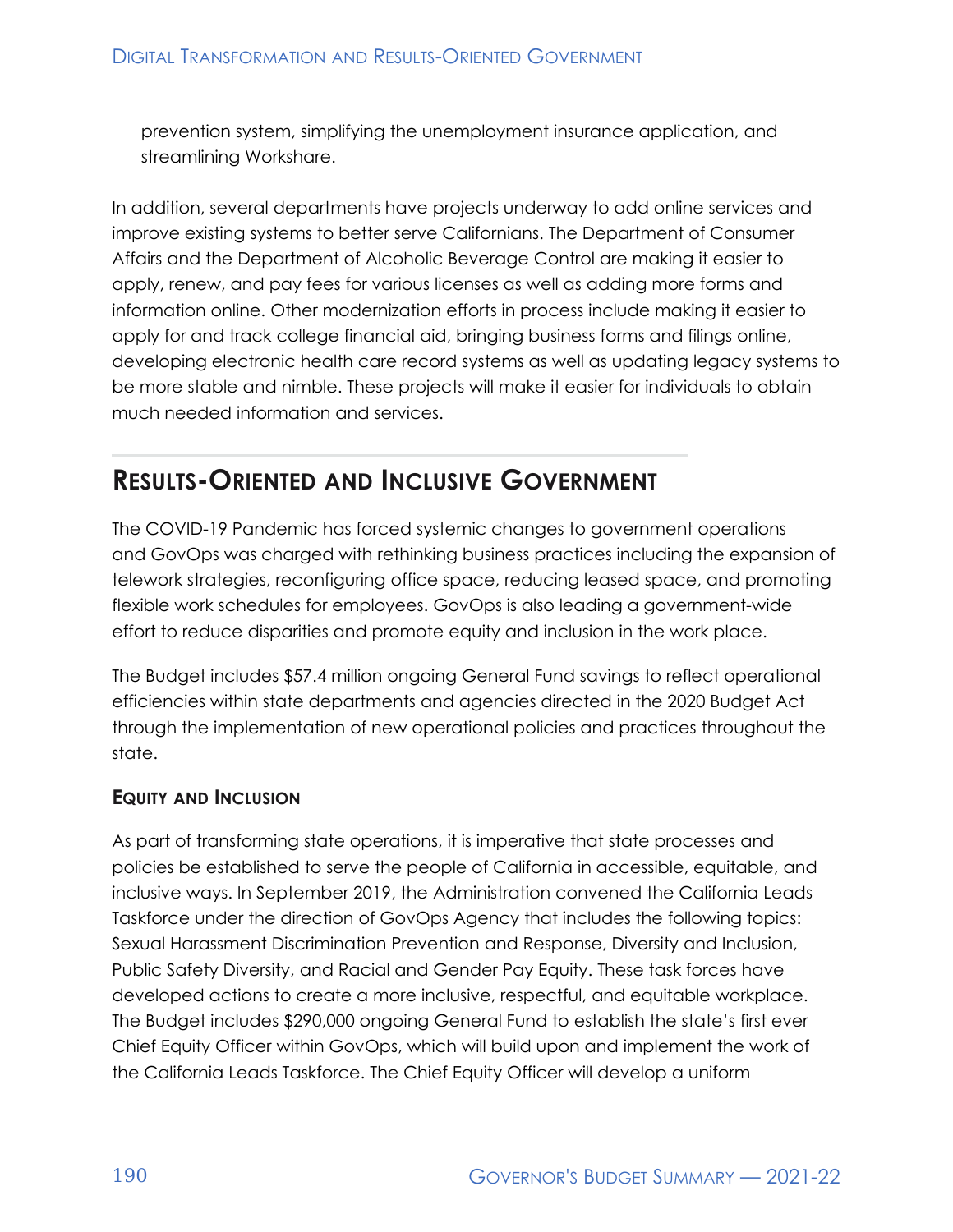prevention system, simplifying the unemployment insurance application, and streamlining Workshare.

In addition, several departments have projects underway to add online services and improve existing systems to better serve Californians. The Department of Consumer Affairs and the Department of Alcoholic Beverage Control are making it easier to apply, renew, and pay fees for various licenses as well as adding more forms and information online. Other modernization efforts in process include making it easier to apply for and track college financial aid, bringing business forms and filings online, developing electronic health care record systems as well as updating legacy systems to be more stable and nimble. These projects will make it easier for individuals to obtain much needed information and services.

## Results-Oriented and Inclusive Government

The COVID-19 Pandemic has forced systemic changes to government operations and GovOps was charged with rethinking business practices including the expansion of telework strategies, reconfiguring office space, reducing leased space, and promoting flexible work schedules for employees. GovOps is also leading a government-wide effort to reduce disparities and promote equity and inclusion in the work place.

The Budget includes $57.4 million ongoing General Fund savings to reflect operational efficiencies within state departments and agencies directed in the 2020 Budget Act through the implementation of new operational policies and practices throughout the state.

### Equity and Inclusion

As part of transforming state operations, it is imperative that state processes and policies be established to serve the people of California in accessible, equitable, and inclusive ways. In September 2019, the Administration convened the California Leads Taskforce under the direction of GovOps Agency that includes the following topics: Sexual Harassment Discrimination Prevention and Response, Diversity and Inclusion, Public Safety Diversity, and Racial and Gender Pay Equity. These task forces have developed actions to create a more inclusive, respectful, and equitable workplace. The Budget includes $290,000 ongoing General Fund to establish the state's first ever Chief Equity Officer within GovOps, which will build upon and implement the work of the California Leads Taskforce. The Chief Equity Officer will develop a uniform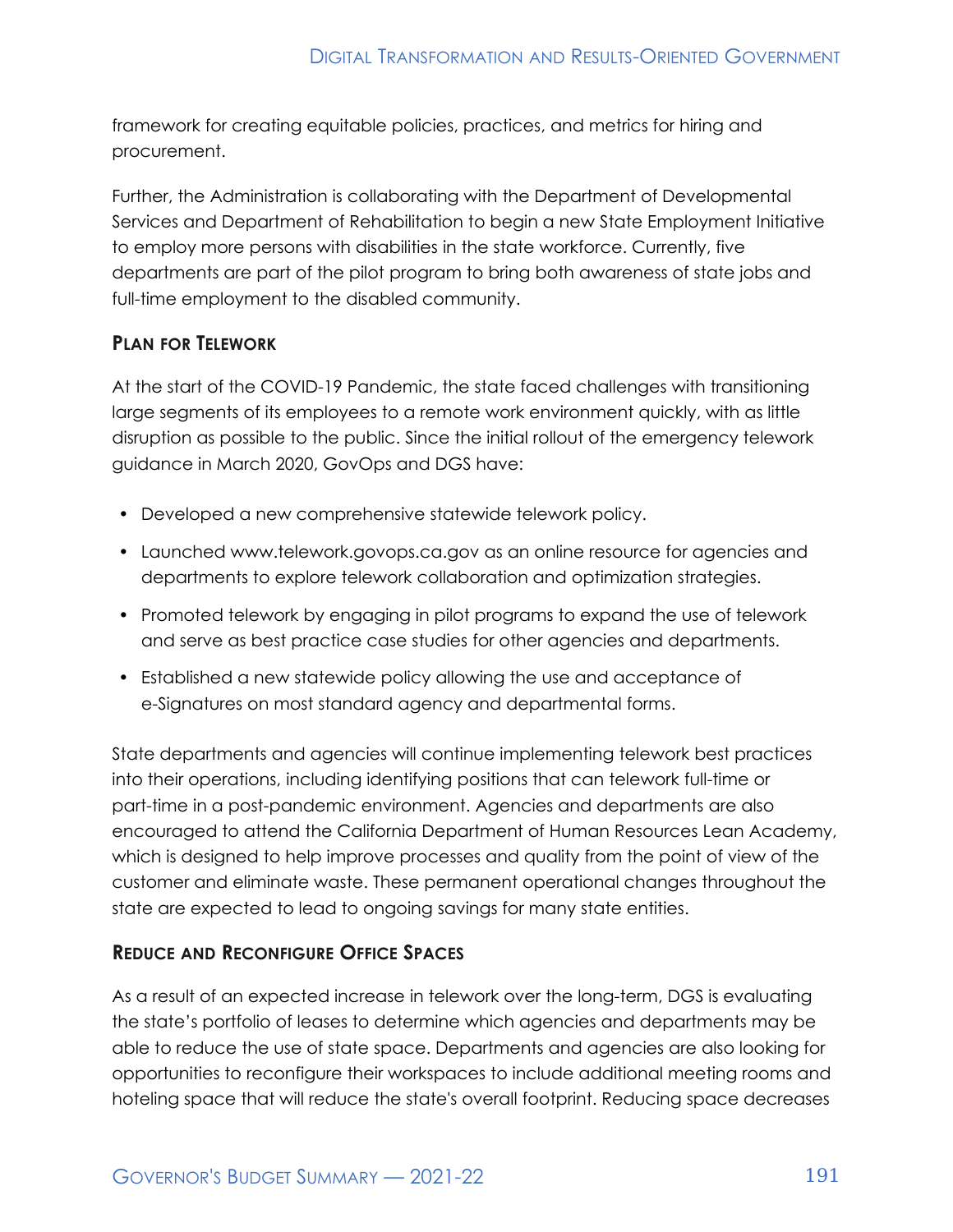framework for creating equitable policies, practices, and metrics for hiring and procurement.

Further, the Administration is collaborating with the Department of Developmental Services and Department of Rehabilitation to begin a new State Employment Initiative to employ more persons with disabilities in the state workforce. Currently, five departments are part of the pilot program to bring both awareness of state jobs and full-time employment to the disabled community.

### Plan for Telework

At the start of the COVID-19 Pandemic, the state faced challenges with transitioning large segments of its employees to a remote work environment quickly, with as little disruption as possible to the public. Since the initial rollout of the emergency telework guidance in March 2020, GovOps and DGS have:

- Developed a new comprehensive statewide telework policy.
- Launched www.telework.govops.ca.gov as an online resource for agencies and departments to explore telework collaboration and optimization strategies.
- Promoted telework by engaging in pilot programs to expand the use of telework and serve as best practice case studies for other agencies and departments.
- Established a new statewide policy allowing the use and acceptance of e-Signatures on most standard agency and departmental forms.

State departments and agencies will continue implementing telework best practices into their operations, including identifying positions that can telework full-time or part-time in a post-pandemic environment. Agencies and departments are also encouraged to attend the California Department of Human Resources Lean Academy, which is designed to help improve processes and quality from the point of view of the customer and eliminate waste. These permanent operational changes throughout the state are expected to lead to ongoing savings for many state entities.

### Reduce and Reconfigure Office Spaces

As a result of an expected increase in telework over the long-term, DGS is evaluating the state's portfolio of leases to determine which agencies and departments may be able to reduce the use of state space. Departments and agencies are also looking for opportunities to reconfigure their workspaces to include additional meeting rooms and hoteling space that will reduce the state's overall footprint. Reducing space decreases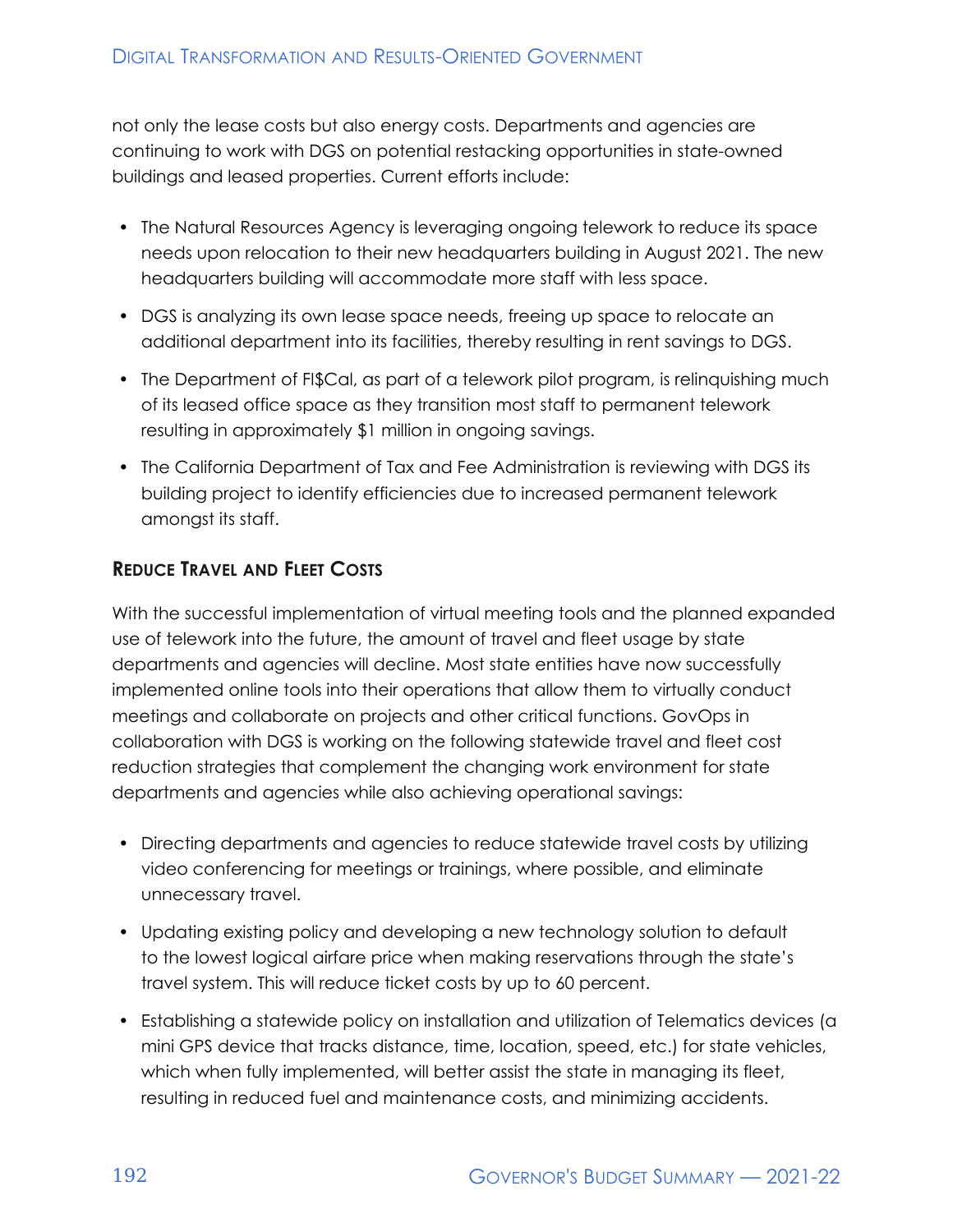not only the lease costs but also energy costs. Departments and agencies are continuing to work with DGS on potential restacking opportunities in state-owned buildings and leased properties. Current efforts include:

- The Natural Resources Agency is leveraging ongoing telework to reduce its space needs upon relocation to their new headquarters building in August 2021. The new headquarters building will accommodate more staff with less space.
- DGS is analyzing its own lease space needs, freeing up space to relocate an additional department into its facilities, thereby resulting in rent savings to DGS.
- The Department of FI$Cal, as part of a telework pilot program, is relinquishing much of its leased office space as they transition most staff to permanent telework resulting in approximately $1 million in ongoing savings.
- The California Department of Tax and Fee Administration is reviewing with DGS its building project to identify efficiencies due to increased permanent telework amongst its staff.

### Reduce Travel and Fleet Costs

With the successful implementation of virtual meeting tools and the planned expanded use of telework into the future, the amount of travel and fleet usage by state departments and agencies will decline. Most state entities have now successfully implemented online tools into their operations that allow them to virtually conduct meetings and collaborate on projects and other critical functions. GovOps in collaboration with DGS is working on the following statewide travel and fleet cost reduction strategies that complement the changing work environment for state departments and agencies while also achieving operational savings:

- Directing departments and agencies to reduce statewide travel costs by utilizing video conferencing for meetings or trainings, where possible, and eliminate unnecessary travel.
- Updating existing policy and developing a new technology solution to default to the lowest logical airfare price when making reservations through the state's travel system. This will reduce ticket costs by up to 60 percent.
- Establishing a statewide policy on installation and utilization of Telematics devices (a mini GPS device that tracks distance, time, location, speed, etc.) for state vehicles, which when fully implemented, will better assist the state in managing its fleet, resulting in reduced fuel and maintenance costs, and minimizing accidents.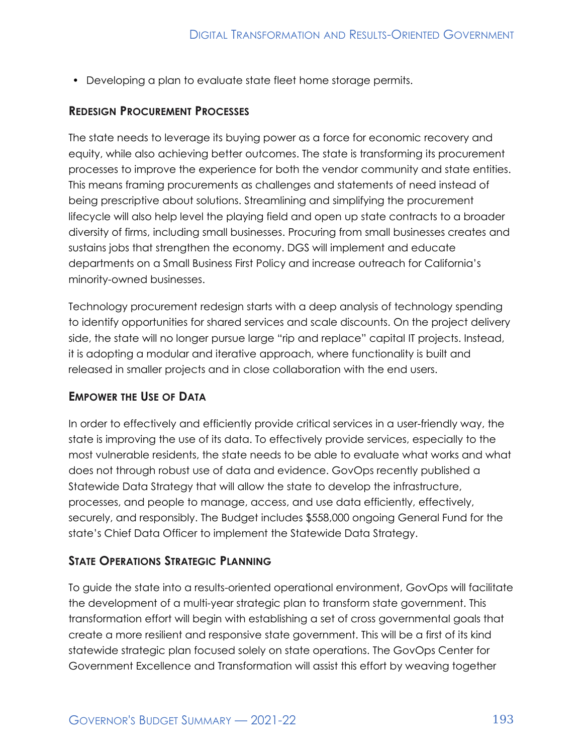- Developing a plan to evaluate state fleet home storage permits.

### Redesign Procurement Processes

The state needs to leverage its buying power as a force for economic recovery and equity, while also achieving better outcomes. The state is transforming its procurement processes to improve the experience for both the vendor community and state entities. This means framing procurements as challenges and statements of need instead of being prescriptive about solutions. Streamlining and simplifying the procurement lifecycle will also help level the playing field and open up state contracts to a broader diversity of firms, including small businesses. Procuring from small businesses creates and sustains jobs that strengthen the economy. DGS will implement and educate departments on a Small Business First Policy and increase outreach for California's minority-owned businesses.

Technology procurement redesign starts with a deep analysis of technology spending to identify opportunities for shared services and scale discounts. On the project delivery side, the state will no longer pursue large "rip and replace" capital IT projects. Instead, it is adopting a modular and iterative approach, where functionality is built and released in smaller projects and in close collaboration with the end users.

### Empower the Use of Data

In order to effectively and efficiently provide critical services in a user-friendly way, the state is improving the use of its data. To effectively provide services, especially to the most vulnerable residents, the state needs to be able to evaluate what works and what does not through robust use of data and evidence. GovOps recently published a Statewide Data Strategy that will allow the state to develop the infrastructure, processes, and people to manage, access, and use data efficiently, effectively, securely, and responsibly. The Budget includes $558,000 ongoing General Fund for the state's Chief Data Officer to implement the Statewide Data Strategy.

### State Operations Strategic Planning

To guide the state into a results-oriented operational environment, GovOps will facilitate the development of a multi-year strategic plan to transform state government. This transformation effort will begin with establishing a set of cross governmental goals that create a more resilient and responsive state government. This will be a first of its kind statewide strategic plan focused solely on state operations. The GovOps Center for Government Excellence and Transformation will assist this effort by weaving together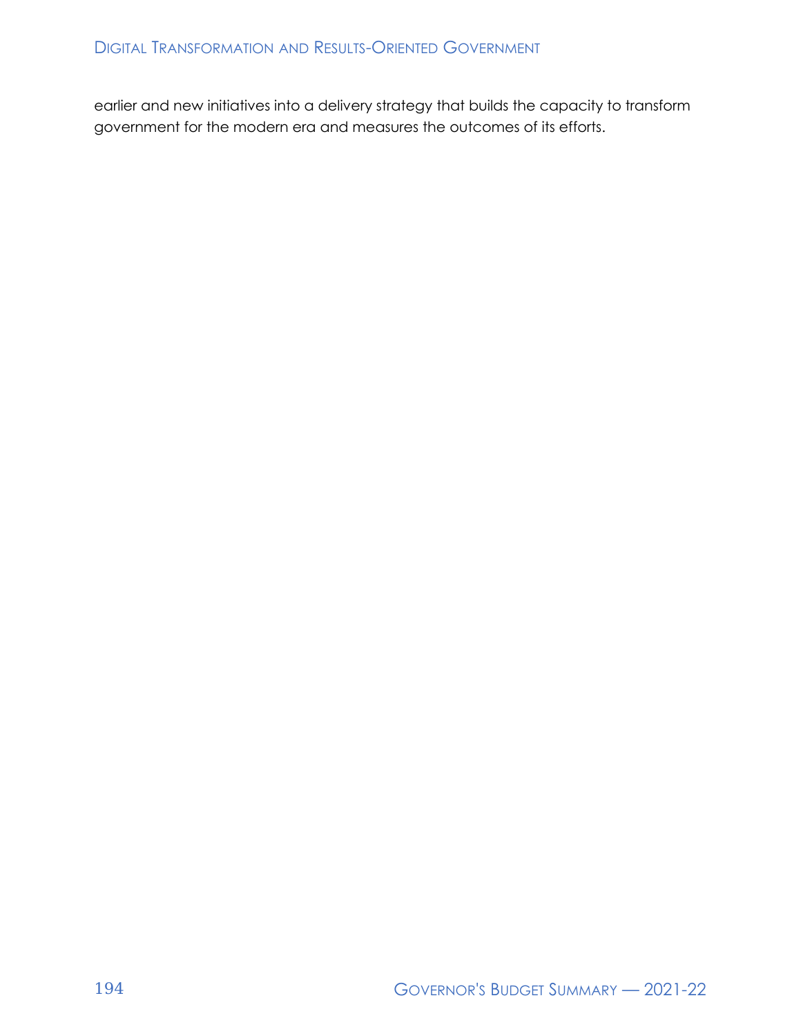earlier and new initiatives into a delivery strategy that builds the capacity to transform government for the modern era and measures the outcomes of its efforts.